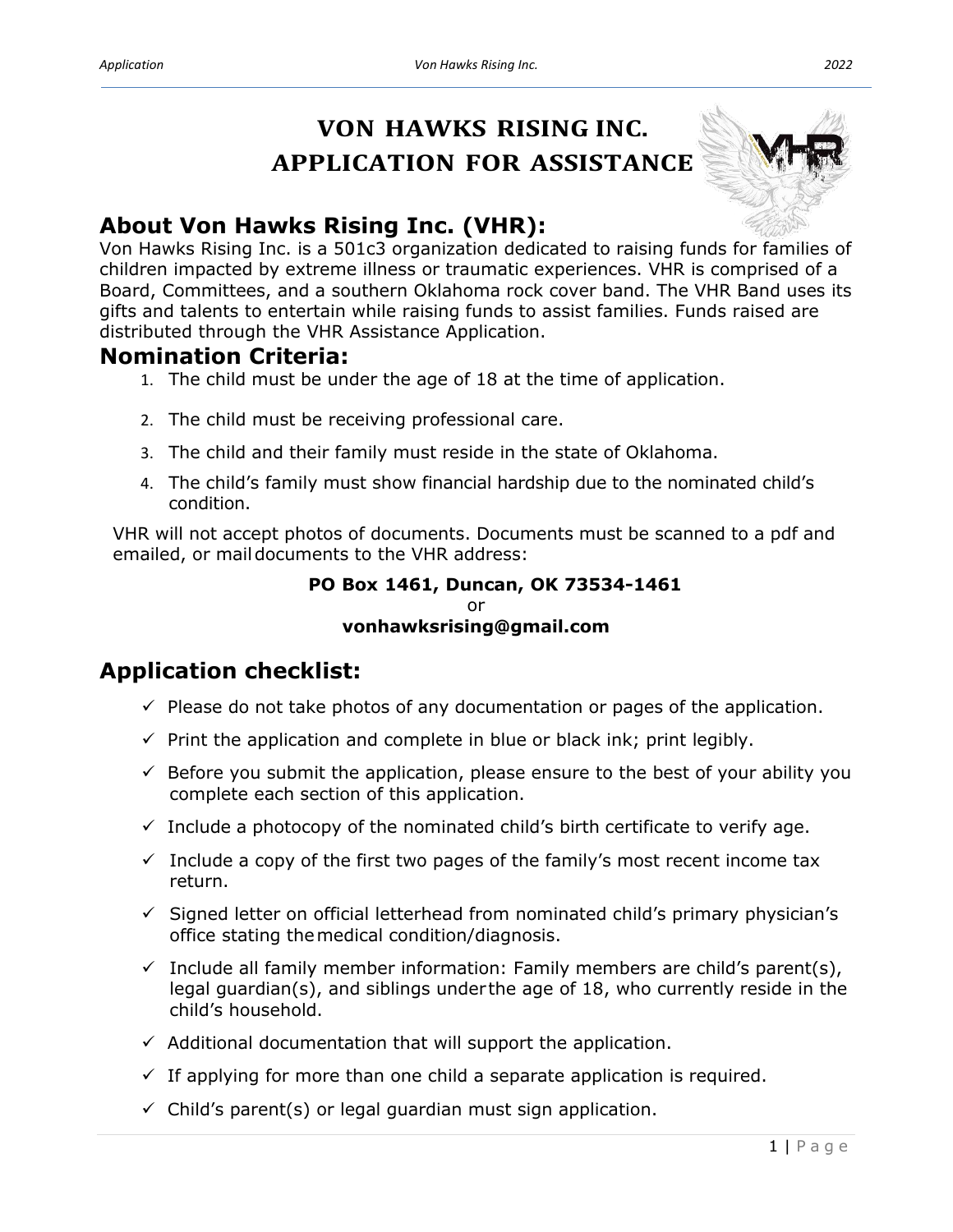# VON HAWKS RISING INC.
# APPLICATION FOR ASSISTANCE

## About Von Hawks Rising Inc. (VHR):

Von Hawks Rising Inc. is a 501c3 organization dedicated to raising funds for families of children impacted by extreme illness or traumatic experiences. VHR is comprised of a Board, Committees, and a southern Oklahoma rock cover band. The VHR Band uses its gifts and talents to entertain while raising funds to assist families. Funds raised are distributed through the VHR Assistance Application.

## Nomination Criteria:

1. The child must be under the age of 18 at the time of application.
2. The child must be receiving professional care.
3. The child and their family must reside in the state of Oklahoma.
4. The child's family must show financial hardship due to the nominated child's condition.

VHR will not accept photos of documents. Documents must be scanned to a pdf and emailed, or mail documents to the VHR address:

**PO Box 1461, Duncan, OK 73534-1461**
or
**vonhawksrising@gmail.com**

## Application checklist:

- ✓ Please do not take photos of any documentation or pages of the application.
- ✓ Print the application and complete in blue or black ink; print legibly.
- ✓ Before you submit the application, please ensure to the best of your ability you complete each section of this application.
- ✓ Include a photocopy of the nominated child's birth certificate to verify age.
- ✓ Include a copy of the first two pages of the family's most recent income tax return.
- ✓ Signed letter on official letterhead from nominated child's primary physician's office stating the medical condition/diagnosis.
- ✓ Include all family member information: Family members are child's parent(s), legal guardian(s), and siblings under the age of 18, who currently reside in the child's household.
- ✓ Additional documentation that will support the application.
- ✓ If applying for more than one child a separate application is required.
- ✓ Child's parent(s) or legal guardian must sign application.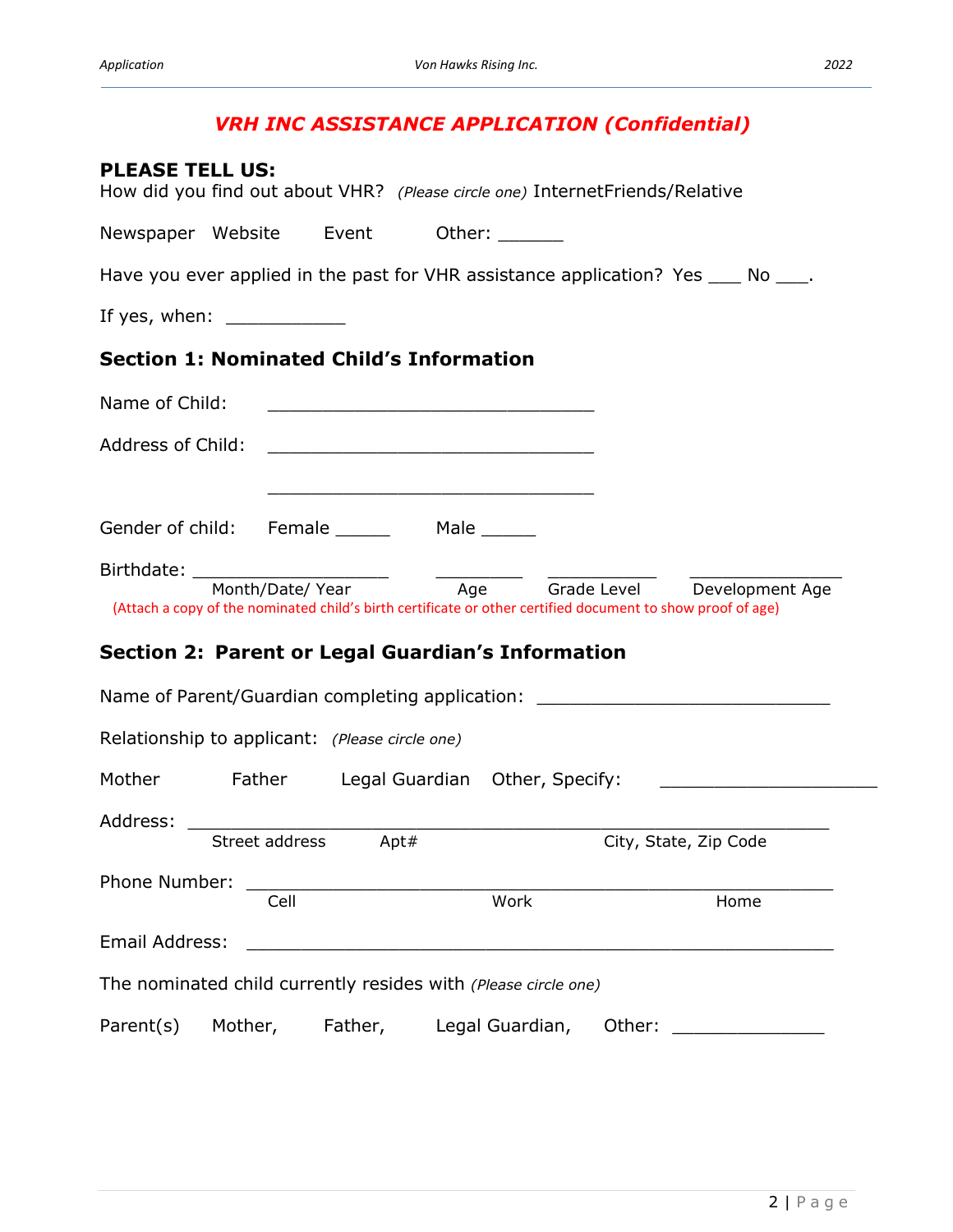## VRH INC ASSISTANCE APPLICATION (Confidential)

**PLEASE TELL US:**

How did you find out about VHR? *(Please circle one)* InternetFriends/Relative

Newspaper  Website  Event  Other: _______

Have you ever applied in the past for VHR assistance application? Yes ___ No ___.

If yes, when: ____________

### Section 1: Nominated Child's Information

Name of Child: ________________________________

Address of Child: ________________________________

________________________________

Gender of child: Female ______ Male ______

Birthdate: ____________________ _________ ___________ _______________

Month/Date/ Year  Age  Grade Level  Development Age

(Attach a copy of the nominated child's birth certificate or other certified document to show proof of age)

### Section 2: Parent or Legal Guardian's Information

Name of Parent/Guardian completing application: ____________________________

Relationship to applicant: *(Please circle one)*

Mother  Father  Legal Guardian  Other, Specify: ____________________

Address: ____________________________________________________________

Street address  Apt#  City, State, Zip Code

Phone Number: ________________________________________________________

Cell  Work  Home

Email Address: ________________________________________________________

The nominated child currently resides with *(Please circle one)*

Parent(s)  Mother,  Father,  Legal Guardian,  Other: _______________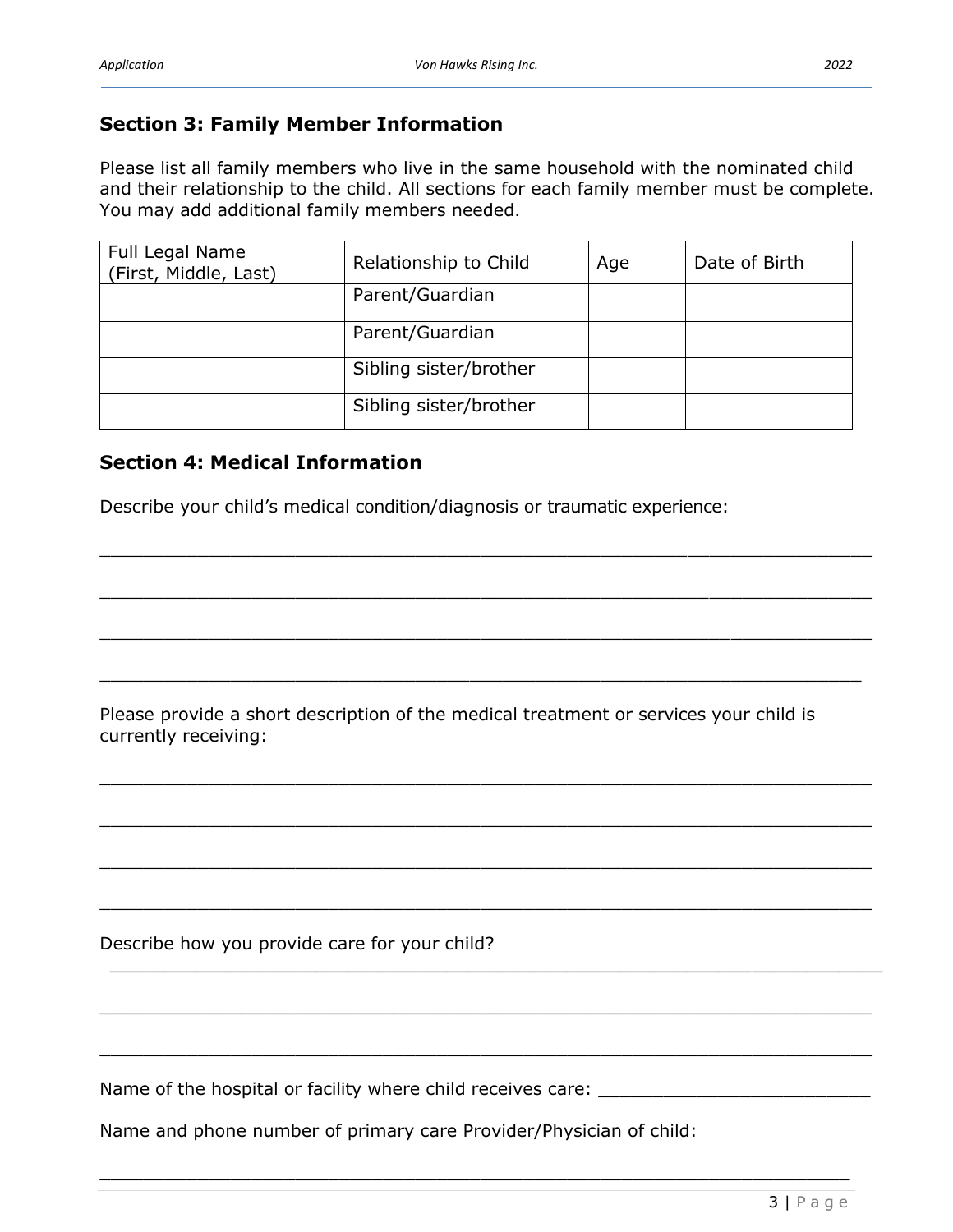## Section 3: Family Member Information

Please list all family members who live in the same household with the nominated child and their relationship to the child. All sections for each family member must be complete. You may add additional family members needed.

| Full Legal Name (First, Middle, Last) | Relationship to Child | Age | Date of Birth |
|---|---|---|---|
| | Parent/Guardian | | |
| | Parent/Guardian | | |
| | Sibling sister/brother | | |
| | Sibling sister/brother | | |

## Section 4: Medical Information

Describe your child's medical condition/diagnosis or traumatic experience:

___________________________________________________________________

___________________________________________________________________

___________________________________________________________________

___________________________________________________________________

Please provide a short description of the medical treatment or services your child is currently receiving:

___________________________________________________________________

___________________________________________________________________

___________________________________________________________________

___________________________________________________________________

Describe how you provide care for your child?

___________________________________________________________________

___________________________________________________________________

___________________________________________________________________

Name of the hospital or facility where child receives care: ________________________

Name and phone number of primary care Provider/Physician of child:

___________________________________________________________________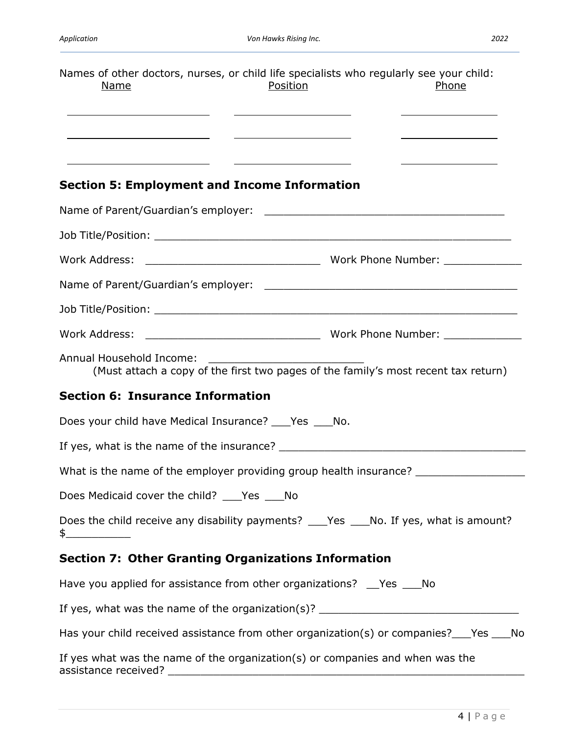Names of other doctors, nurses, or child life specialists who regularly see your child:

| Name | Position | Phone |
| --- | --- | --- |
| ______________________ | __________________ | _______________ |
| ______________________ | __________________ | _______________ |
| ______________________ | __________________ | _______________ |

## Section 5: Employment and Income Information

Name of Parent/Guardian's employer: ______________________________________

Job Title/Position: _______________________________________________________

Work Address: ___________________________ Work Phone Number: ____________

Name of Parent/Guardian's employer: ________________________________________

Job Title/Position: ________________________________________________________

Work Address: ___________________________ Work Phone Number: ____________

Annual Household Income: ________________________
(Must attach a copy of the first two pages of the family's most recent tax return)

## Section 6: Insurance Information

Does your child have Medical Insurance? ___Yes ___No.

If yes, what is the name of the insurance? ______________________________________

What is the name of the employer providing group health insurance? _________________

Does Medicaid cover the child? ___Yes ___No

Does the child receive any disability payments? ___Yes ___No. If yes, what is amount? $__________

## Section 7: Other Granting Organizations Information

Have you applied for assistance from other organizations? __Yes ___No

If yes, what was the name of the organization(s)? _______________________________

Has your child received assistance from other organization(s) or companies?___Yes ___No

If yes what was the name of the organization(s) or companies and when was the assistance received? _______________________________________________________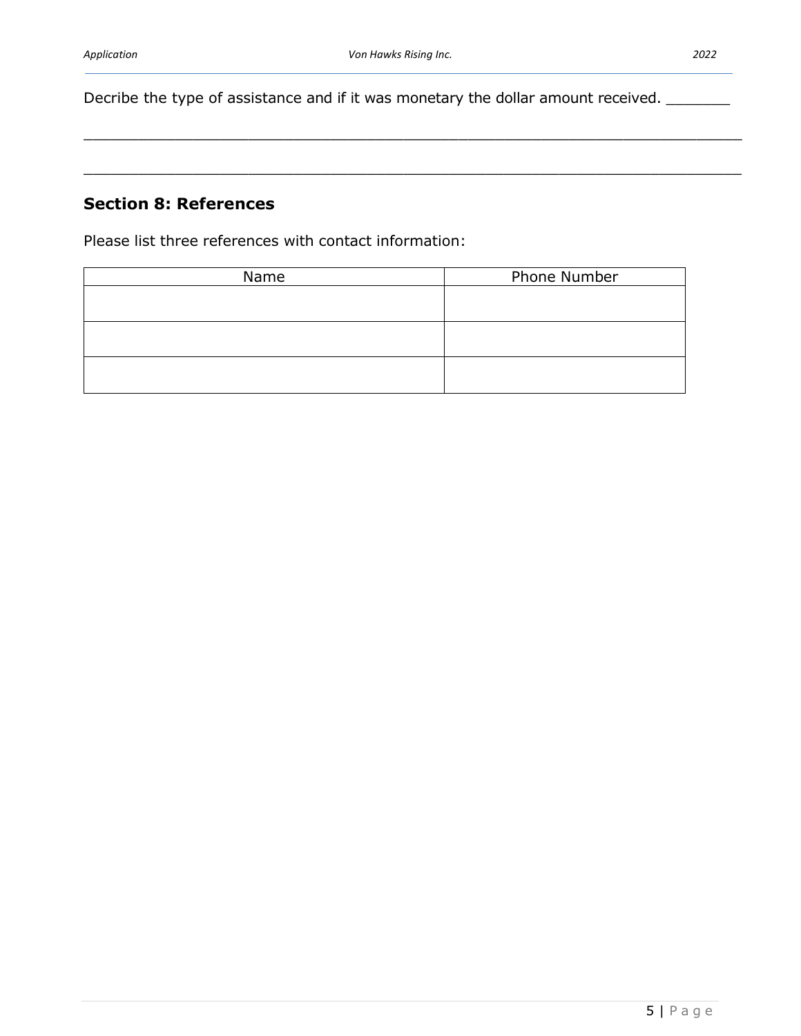Decribe the type of assistance and if it was monetary the dollar amount received. _______

_____________________________________________________________________________

_____________________________________________________________________________

## Section 8: References

Please list three references with contact information:

| Name | Phone Number |
| --- | --- |
| | |
| | |
| | |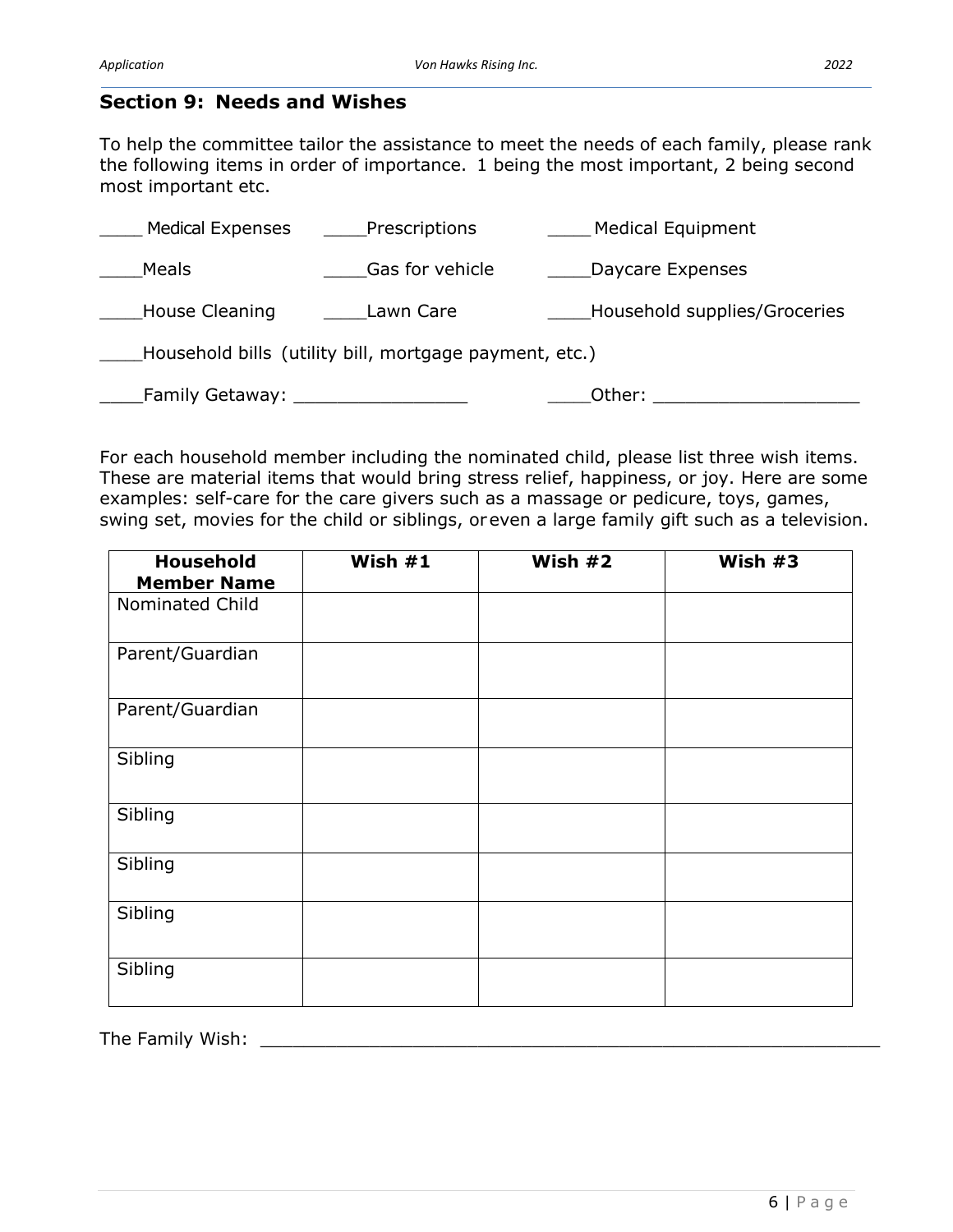## Section 9: Needs and Wishes

To help the committee tailor the assistance to meet the needs of each family, please rank the following items in order of importance. 1 being the most important, 2 being second most important etc.

____ Medical Expenses ____Prescriptions ____ Medical Equipment

____Meals ____Gas for vehicle ____Daycare Expenses

____House Cleaning ____Lawn Care ____Household supplies/Groceries

____Household bills (utility bill, mortgage payment, etc.)

____Family Getaway: ________________ ____Other: ___________________

For each household member including the nominated child, please list three wish items. These are material items that would bring stress relief, happiness, or joy. Here are some examples: self-care for the care givers such as a massage or pedicure, toys, games, swing set, movies for the child or siblings, or even a large family gift such as a television.

| Household Member Name | Wish #1 | Wish #2 | Wish #3 |
|---|---|---|---|
| Nominated Child | | | |
| Parent/Guardian | | | |
| Parent/Guardian | | | |
| Sibling | | | |
| Sibling | | | |
| Sibling | | | |
| Sibling | | | |
| Sibling | | | |

The Family Wish: ________________________________________________________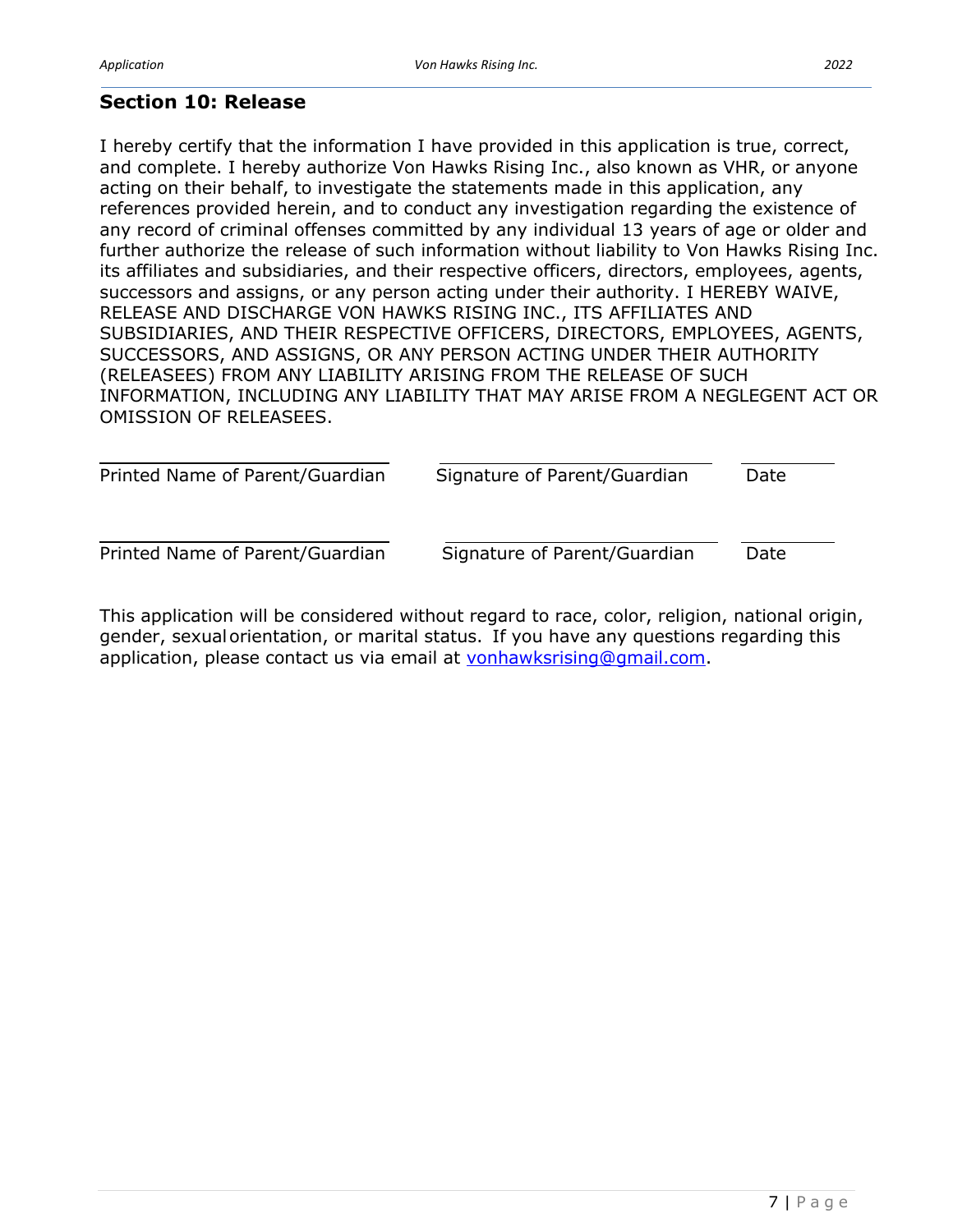## Section 10: Release

I hereby certify that the information I have provided in this application is true, correct, and complete. I hereby authorize Von Hawks Rising Inc., also known as VHR, or anyone acting on their behalf, to investigate the statements made in this application, any references provided herein, and to conduct any investigation regarding the existence of any record of criminal offenses committed by any individual 13 years of age or older and further authorize the release of such information without liability to Von Hawks Rising Inc. its affiliates and subsidiaries, and their respective officers, directors, employees, agents, successors and assigns, or any person acting under their authority. I HEREBY WAIVE, RELEASE AND DISCHARGE VON HAWKS RISING INC., ITS AFFILIATES AND SUBSIDIARIES, AND THEIR RESPECTIVE OFFICERS, DIRECTORS, EMPLOYEES, AGENTS, SUCCESSORS, AND ASSIGNS, OR ANY PERSON ACTING UNDER THEIR AUTHORITY (RELEASEES) FROM ANY LIABILITY ARISING FROM THE RELEASE OF SUCH INFORMATION, INCLUDING ANY LIABILITY THAT MAY ARISE FROM A NEGLEGENT ACT OR OMISSION OF RELEASEES.

| Printed Name of Parent/Guardian | Signature of Parent/Guardian | Date |
|---|---|---|
| | | |

| Printed Name of Parent/Guardian | Signature of Parent/Guardian | Date |
|---|---|---|
| | | |

This application will be considered without regard to race, color, religion, national origin, gender, sexual orientation, or marital status. If you have any questions regarding this application, please contact us via email at vonhawksrising@gmail.com.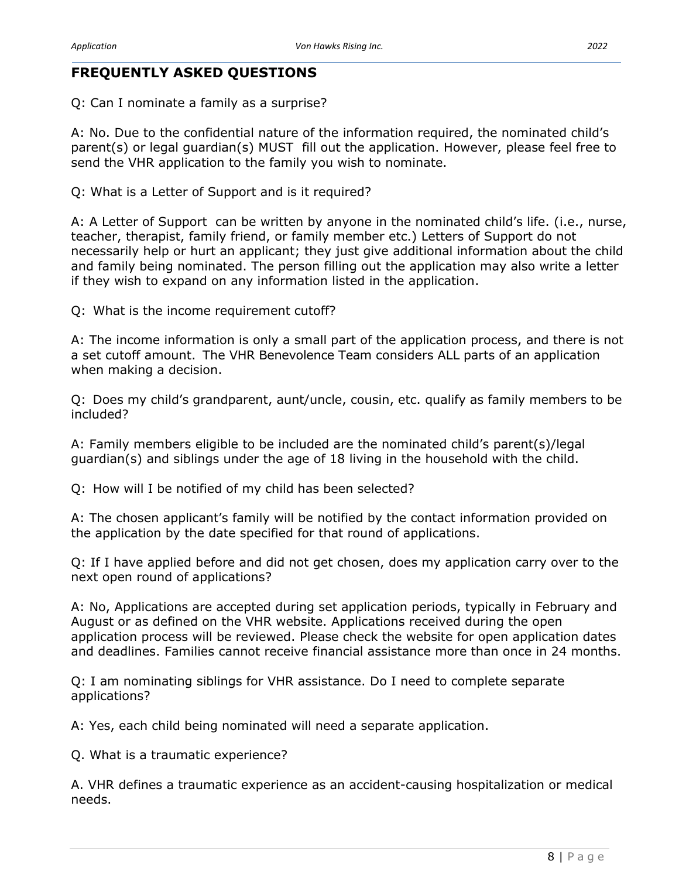## FREQUENTLY ASKED QUESTIONS

Q: Can I nominate a family as a surprise?

A: No. Due to the confidential nature of the information required, the nominated child's parent(s) or legal guardian(s) MUST fill out the application. However, please feel free to send the VHR application to the family you wish to nominate.

Q: What is a Letter of Support and is it required?

A: A Letter of Support can be written by anyone in the nominated child's life. (i.e., nurse, teacher, therapist, family friend, or family member etc.) Letters of Support do not necessarily help or hurt an applicant; they just give additional information about the child and family being nominated. The person filling out the application may also write a letter if they wish to expand on any information listed in the application.

Q: What is the income requirement cutoff?

A: The income information is only a small part of the application process, and there is not a set cutoff amount. The VHR Benevolence Team considers ALL parts of an application when making a decision.

Q: Does my child's grandparent, aunt/uncle, cousin, etc. qualify as family members to be included?

A: Family members eligible to be included are the nominated child's parent(s)/legal guardian(s) and siblings under the age of 18 living in the household with the child.

Q: How will I be notified of my child has been selected?

A: The chosen applicant's family will be notified by the contact information provided on the application by the date specified for that round of applications.

Q: If I have applied before and did not get chosen, does my application carry over to the next open round of applications?

A: No, Applications are accepted during set application periods, typically in February and August or as defined on the VHR website. Applications received during the open application process will be reviewed. Please check the website for open application dates and deadlines. Families cannot receive financial assistance more than once in 24 months.

Q: I am nominating siblings for VHR assistance. Do I need to complete separate applications?

A: Yes, each child being nominated will need a separate application.

Q. What is a traumatic experience?

A. VHR defines a traumatic experience as an accident-causing hospitalization or medical needs.